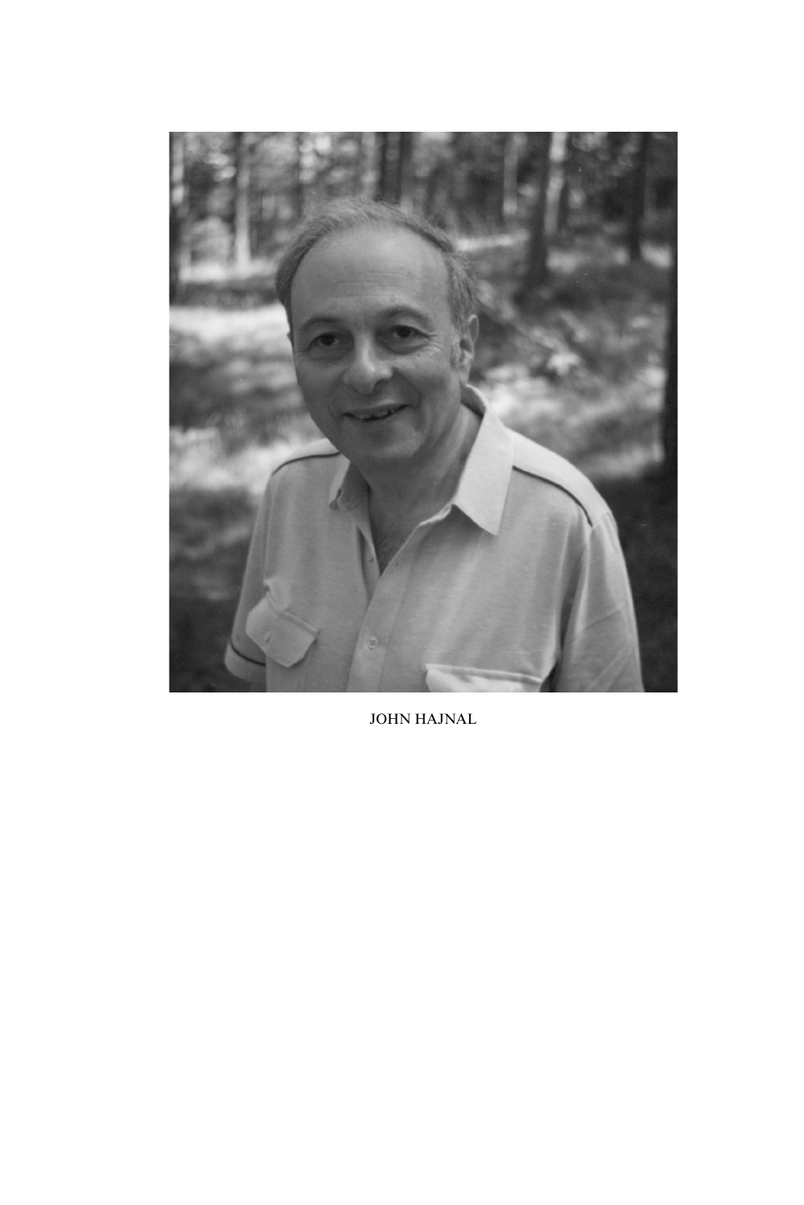JOHN HAJNAL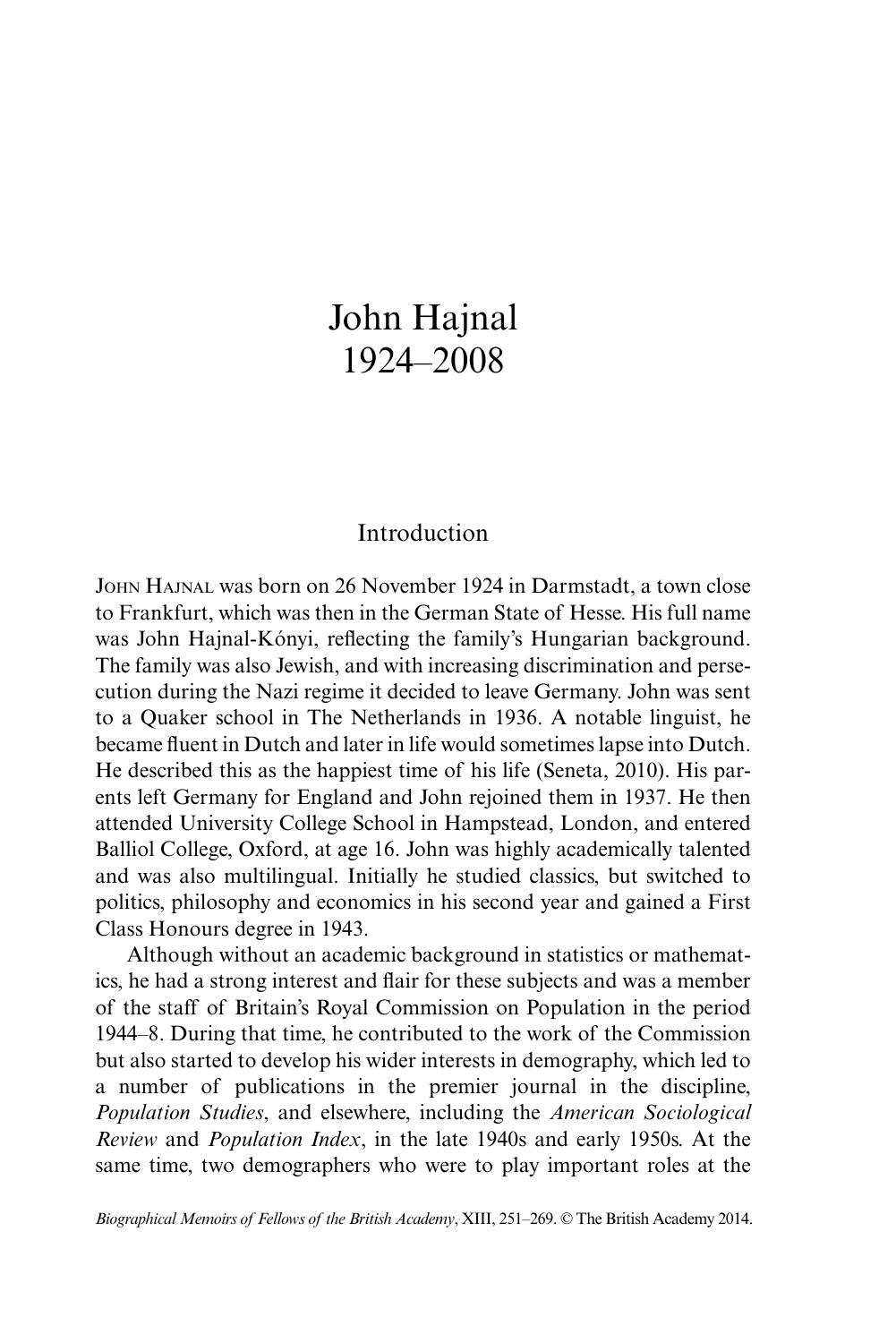# John Hajnal
# 1924–2008

## Introduction

JOHN HAJNAL was born on 26 November 1924 in Darmstadt, a town close to Frankfurt, which was then in the German State of Hesse. His full name was John Hajnal-Kónyi, reflecting the family's Hungarian background. The family was also Jewish, and with increasing discrimination and persecution during the Nazi regime it decided to leave Germany. John was sent to a Quaker school in The Netherlands in 1936. A notable linguist, he became fluent in Dutch and later in life would sometimes lapse into Dutch. He described this as the happiest time of his life (Seneta, 2010). His parents left Germany for England and John rejoined them in 1937. He then attended University College School in Hampstead, London, and entered Balliol College, Oxford, at age 16. John was highly academically talented and was also multilingual. Initially he studied classics, but switched to politics, philosophy and economics in his second year and gained a First Class Honours degree in 1943.

Although without an academic background in statistics or mathematics, he had a strong interest and flair for these subjects and was a member of the staff of Britain's Royal Commission on Population in the period 1944–8. During that time, he contributed to the work of the Commission but also started to develop his wider interests in demography, which led to a number of publications in the premier journal in the discipline, *Population Studies*, and elsewhere, including the *American Sociological Review* and *Population Index*, in the late 1940s and early 1950s. At the same time, two demographers who were to play important roles at the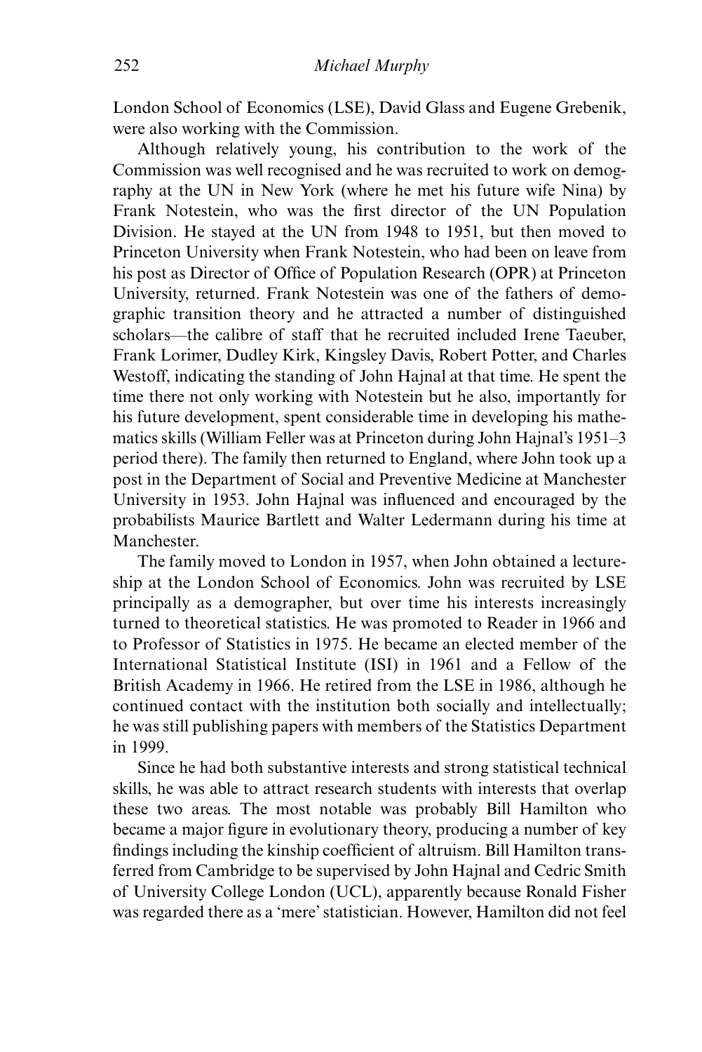London School of Economics (LSE), David Glass and Eugene Grebenik, were also working with the Commission.

Although relatively young, his contribution to the work of the Commission was well recognised and he was recruited to work on demography at the UN in New York (where he met his future wife Nina) by Frank Notestein, who was the first director of the UN Population Division. He stayed at the UN from 1948 to 1951, but then moved to Princeton University when Frank Notestein, who had been on leave from his post as Director of Office of Population Research (OPR) at Princeton University, returned. Frank Notestein was one of the fathers of demographic transition theory and he attracted a number of distinguished scholars—the calibre of staff that he recruited included Irene Taeuber, Frank Lorimer, Dudley Kirk, Kingsley Davis, Robert Potter, and Charles Westoff, indicating the standing of John Hajnal at that time. He spent the time there not only working with Notestein but he also, importantly for his future development, spent considerable time in developing his mathematics skills (William Feller was at Princeton during John Hajnal's 1951–3 period there). The family then returned to England, where John took up a post in the Department of Social and Preventive Medicine at Manchester University in 1953. John Hajnal was influenced and encouraged by the probabilists Maurice Bartlett and Walter Ledermann during his time at Manchester.

The family moved to London in 1957, when John obtained a lectureship at the London School of Economics. John was recruited by LSE principally as a demographer, but over time his interests increasingly turned to theoretical statistics. He was promoted to Reader in 1966 and to Professor of Statistics in 1975. He became an elected member of the International Statistical Institute (ISI) in 1961 and a Fellow of the British Academy in 1966. He retired from the LSE in 1986, although he continued contact with the institution both socially and intellectually; he was still publishing papers with members of the Statistics Department in 1999.

Since he had both substantive interests and strong statistical technical skills, he was able to attract research students with interests that overlap these two areas. The most notable was probably Bill Hamilton who became a major figure in evolutionary theory, producing a number of key findings including the kinship coefficient of altruism. Bill Hamilton transferred from Cambridge to be supervised by John Hajnal and Cedric Smith of University College London (UCL), apparently because Ronald Fisher was regarded there as a 'mere' statistician. However, Hamilton did not feel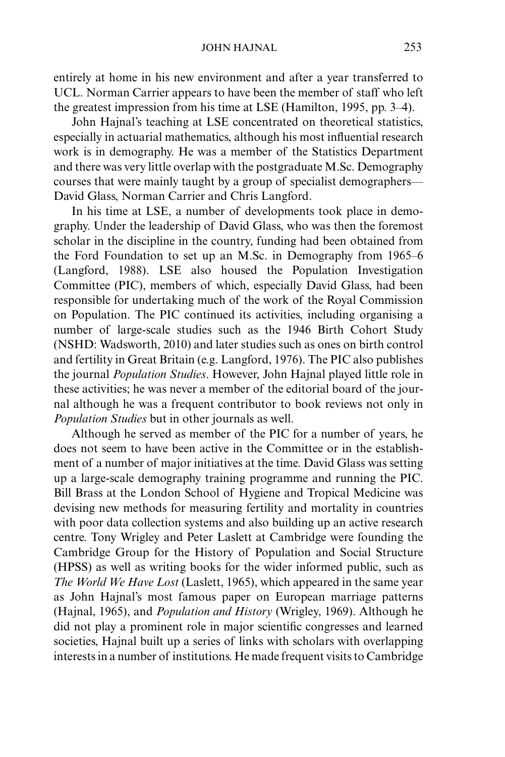entirely at home in his new environment and after a year transferred to UCL. Norman Carrier appears to have been the member of staff who left the greatest impression from his time at LSE (Hamilton, 1995, pp. 3–4).

John Hajnal's teaching at LSE concentrated on theoretical statistics, especially in actuarial mathematics, although his most influential research work is in demography. He was a member of the Statistics Department and there was very little overlap with the postgraduate M.Sc. Demography courses that were mainly taught by a group of specialist demographers—David Glass, Norman Carrier and Chris Langford.

In his time at LSE, a number of developments took place in demography. Under the leadership of David Glass, who was then the foremost scholar in the discipline in the country, funding had been obtained from the Ford Foundation to set up an M.Sc. in Demography from 1965–6 (Langford, 1988). LSE also housed the Population Investigation Committee (PIC), members of which, especially David Glass, had been responsible for undertaking much of the work of the Royal Commission on Population. The PIC continued its activities, including organising a number of large-scale studies such as the 1946 Birth Cohort Study (NSHD: Wadsworth, 2010) and later studies such as ones on birth control and fertility in Great Britain (e.g. Langford, 1976). The PIC also publishes the journal *Population Studies*. However, John Hajnal played little role in these activities; he was never a member of the editorial board of the journal although he was a frequent contributor to book reviews not only in *Population Studies* but in other journals as well.

Although he served as member of the PIC for a number of years, he does not seem to have been active in the Committee or in the establishment of a number of major initiatives at the time. David Glass was setting up a large-scale demography training programme and running the PIC. Bill Brass at the London School of Hygiene and Tropical Medicine was devising new methods for measuring fertility and mortality in countries with poor data collection systems and also building up an active research centre. Tony Wrigley and Peter Laslett at Cambridge were founding the Cambridge Group for the History of Population and Social Structure (HPSS) as well as writing books for the wider informed public, such as *The World We Have Lost* (Laslett, 1965), which appeared in the same year as John Hajnal's most famous paper on European marriage patterns (Hajnal, 1965), and *Population and History* (Wrigley, 1969). Although he did not play a prominent role in major scientific congresses and learned societies, Hajnal built up a series of links with scholars with overlapping interests in a number of institutions. He made frequent visits to Cambridge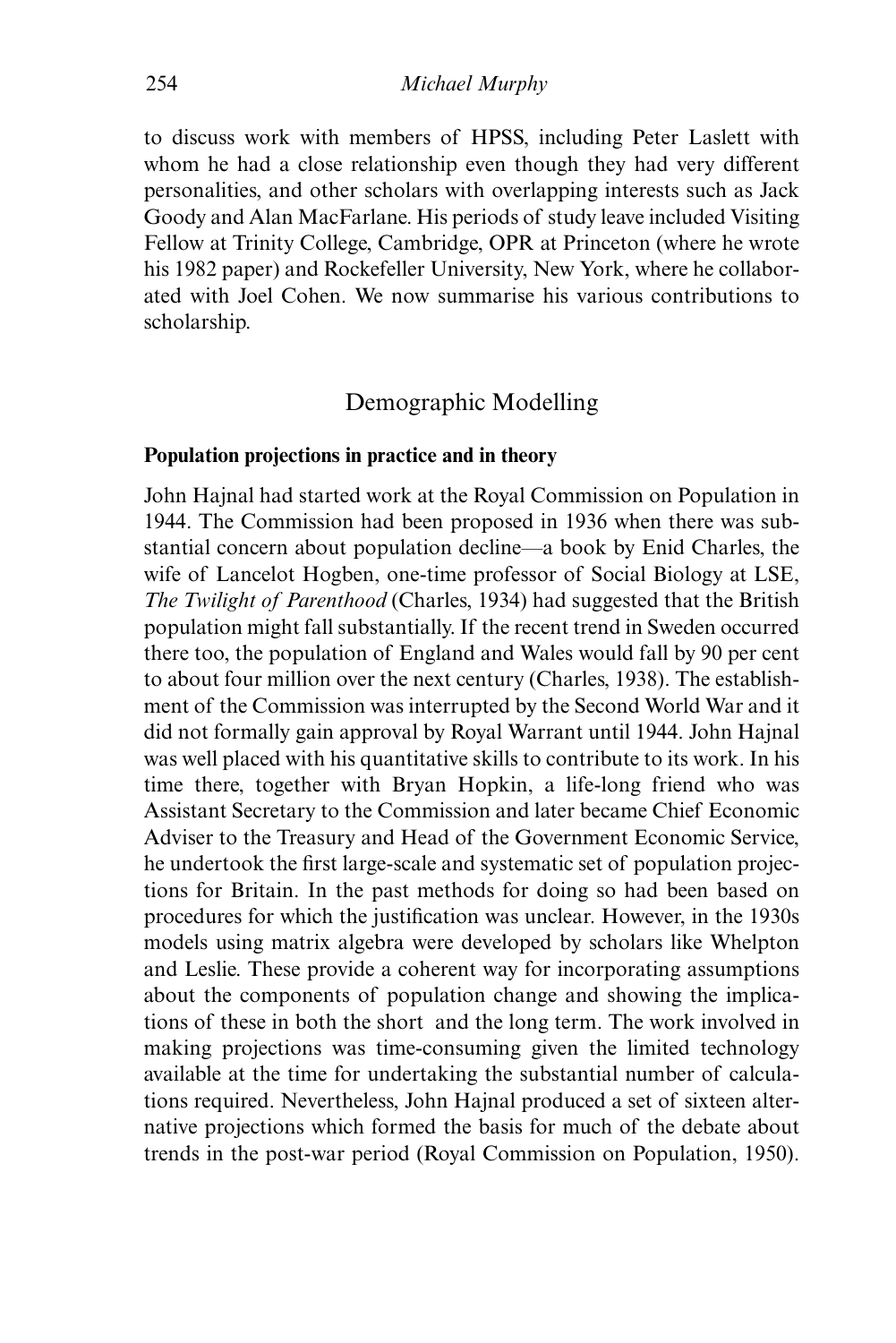to discuss work with members of HPSS, including Peter Laslett with whom he had a close relationship even though they had very different personalities, and other scholars with overlapping interests such as Jack Goody and Alan MacFarlane. His periods of study leave included Visiting Fellow at Trinity College, Cambridge, OPR at Princeton (where he wrote his 1982 paper) and Rockefeller University, New York, where he collaborated with Joel Cohen. We now summarise his various contributions to scholarship.

## Demographic Modelling

### Population projections in practice and in theory

John Hajnal had started work at the Royal Commission on Population in 1944. The Commission had been proposed in 1936 when there was substantial concern about population decline—a book by Enid Charles, the wife of Lancelot Hogben, one-time professor of Social Biology at LSE, *The Twilight of Parenthood* (Charles, 1934) had suggested that the British population might fall substantially. If the recent trend in Sweden occurred there too, the population of England and Wales would fall by 90 per cent to about four million over the next century (Charles, 1938). The establishment of the Commission was interrupted by the Second World War and it did not formally gain approval by Royal Warrant until 1944. John Hajnal was well placed with his quantitative skills to contribute to its work. In his time there, together with Bryan Hopkin, a life-long friend who was Assistant Secretary to the Commission and later became Chief Economic Adviser to the Treasury and Head of the Government Economic Service, he undertook the first large-scale and systematic set of population projections for Britain. In the past methods for doing so had been based on procedures for which the justification was unclear. However, in the 1930s models using matrix algebra were developed by scholars like Whelpton and Leslie. These provide a coherent way for incorporating assumptions about the components of population change and showing the implications of these in both the short and the long term. The work involved in making projections was time-consuming given the limited technology available at the time for undertaking the substantial number of calculations required. Nevertheless, John Hajnal produced a set of sixteen alternative projections which formed the basis for much of the debate about trends in the post-war period (Royal Commission on Population, 1950).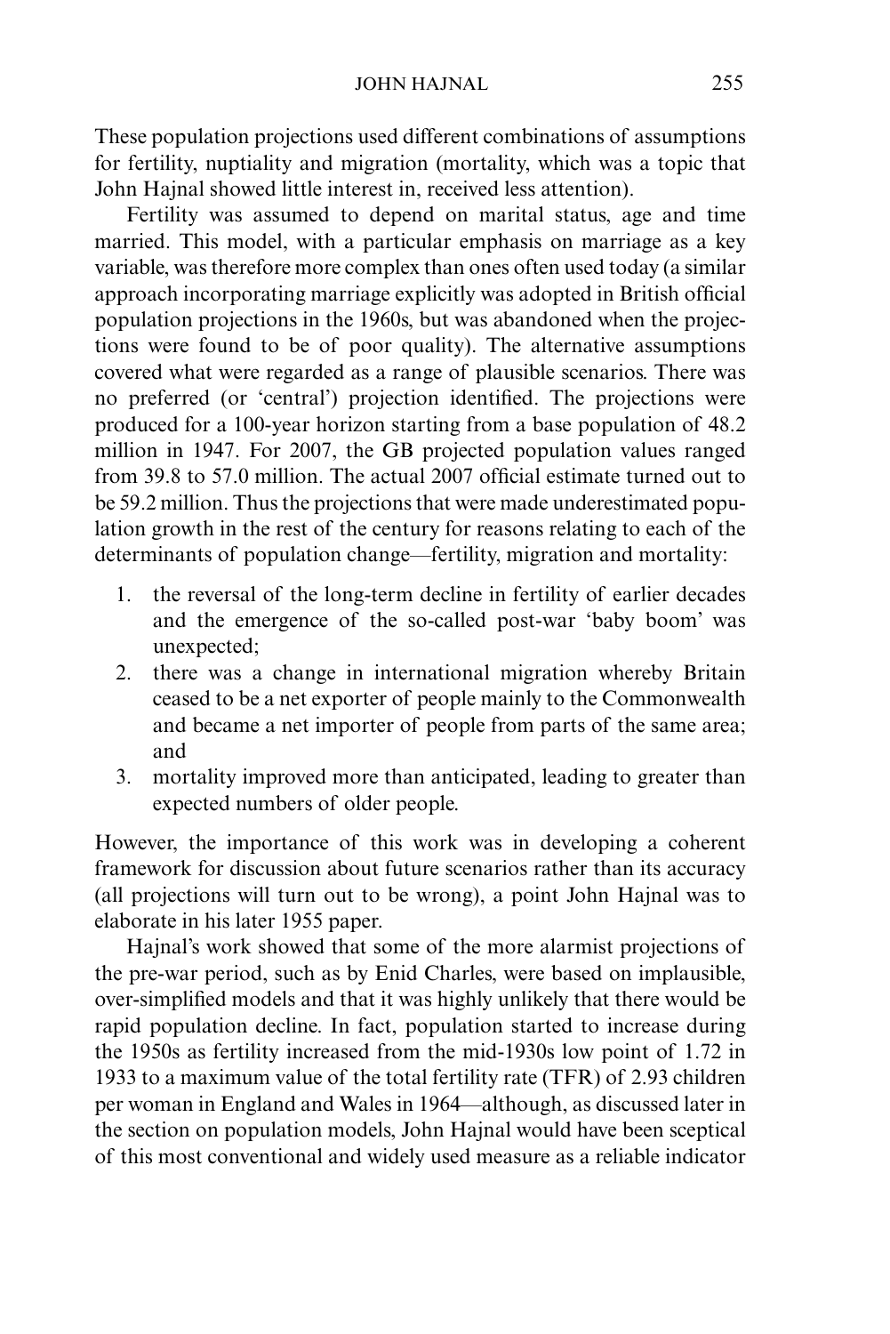These population projections used different combinations of assumptions for fertility, nuptiality and migration (mortality, which was a topic that John Hajnal showed little interest in, received less attention).

Fertility was assumed to depend on marital status, age and time married. This model, with a particular emphasis on marriage as a key variable, was therefore more complex than ones often used today (a similar approach incorporating marriage explicitly was adopted in British official population projections in the 1960s, but was abandoned when the projections were found to be of poor quality). The alternative assumptions covered what were regarded as a range of plausible scenarios. There was no preferred (or 'central') projection identified. The projections were produced for a 100-year horizon starting from a base population of 48.2 million in 1947. For 2007, the GB projected population values ranged from 39.8 to 57.0 million. The actual 2007 official estimate turned out to be 59.2 million. Thus the projections that were made underestimated population growth in the rest of the century for reasons relating to each of the determinants of population change—fertility, migration and mortality:

1. the reversal of the long-term decline in fertility of earlier decades and the emergence of the so-called post-war 'baby boom' was unexpected;
2. there was a change in international migration whereby Britain ceased to be a net exporter of people mainly to the Commonwealth and became a net importer of people from parts of the same area; and
3. mortality improved more than anticipated, leading to greater than expected numbers of older people.

However, the importance of this work was in developing a coherent framework for discussion about future scenarios rather than its accuracy (all projections will turn out to be wrong), a point John Hajnal was to elaborate in his later 1955 paper.

Hajnal's work showed that some of the more alarmist projections of the pre-war period, such as by Enid Charles, were based on implausible, over-simplified models and that it was highly unlikely that there would be rapid population decline. In fact, population started to increase during the 1950s as fertility increased from the mid-1930s low point of 1.72 in 1933 to a maximum value of the total fertility rate (TFR) of 2.93 children per woman in England and Wales in 1964—although, as discussed later in the section on population models, John Hajnal would have been sceptical of this most conventional and widely used measure as a reliable indicator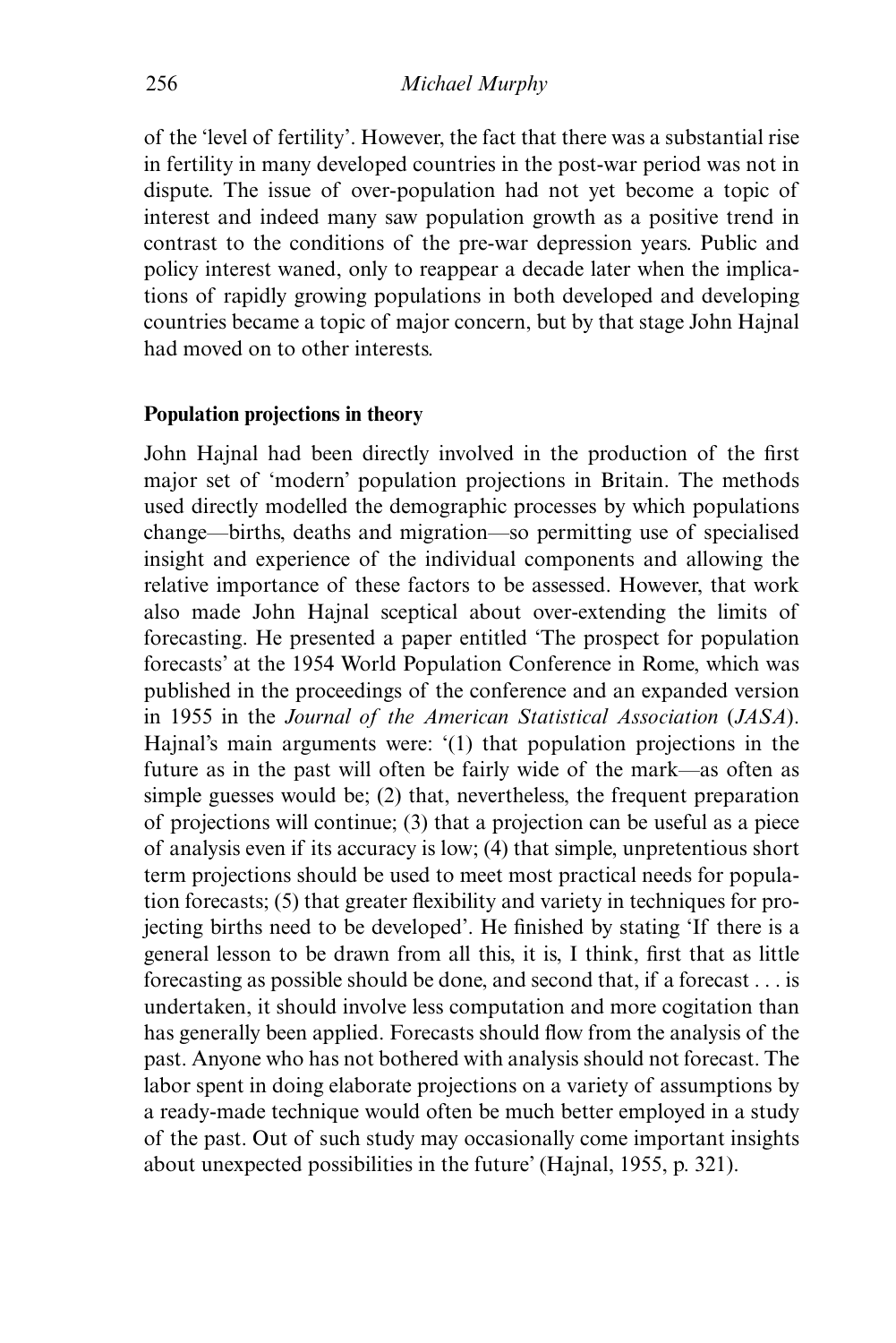of the 'level of fertility'. However, the fact that there was a substantial rise in fertility in many developed countries in the post-war period was not in dispute. The issue of over-population had not yet become a topic of interest and indeed many saw population growth as a positive trend in contrast to the conditions of the pre-war depression years. Public and policy interest waned, only to reappear a decade later when the implications of rapidly growing populations in both developed and developing countries became a topic of major concern, but by that stage John Hajnal had moved on to other interests.

## Population projections in theory

John Hajnal had been directly involved in the production of the first major set of 'modern' population projections in Britain. The methods used directly modelled the demographic processes by which populations change—births, deaths and migration—so permitting use of specialised insight and experience of the individual components and allowing the relative importance of these factors to be assessed. However, that work also made John Hajnal sceptical about over-extending the limits of forecasting. He presented a paper entitled 'The prospect for population forecasts' at the 1954 World Population Conference in Rome, which was published in the proceedings of the conference and an expanded version in 1955 in the *Journal of the American Statistical Association* (*JASA*). Hajnal's main arguments were: '(1) that population projections in the future as in the past will often be fairly wide of the mark—as often as simple guesses would be; (2) that, nevertheless, the frequent preparation of projections will continue; (3) that a projection can be useful as a piece of analysis even if its accuracy is low; (4) that simple, unpretentious short term projections should be used to meet most practical needs for population forecasts; (5) that greater flexibility and variety in techniques for projecting births need to be developed'. He finished by stating 'If there is a general lesson to be drawn from all this, it is, I think, first that as little forecasting as possible should be done, and second that, if a forecast . . . is undertaken, it should involve less computation and more cogitation than has generally been applied. Forecasts should flow from the analysis of the past. Anyone who has not bothered with analysis should not forecast. The labor spent in doing elaborate projections on a variety of assumptions by a ready-made technique would often be much better employed in a study of the past. Out of such study may occasionally come important insights about unexpected possibilities in the future' (Hajnal, 1955, p. 321).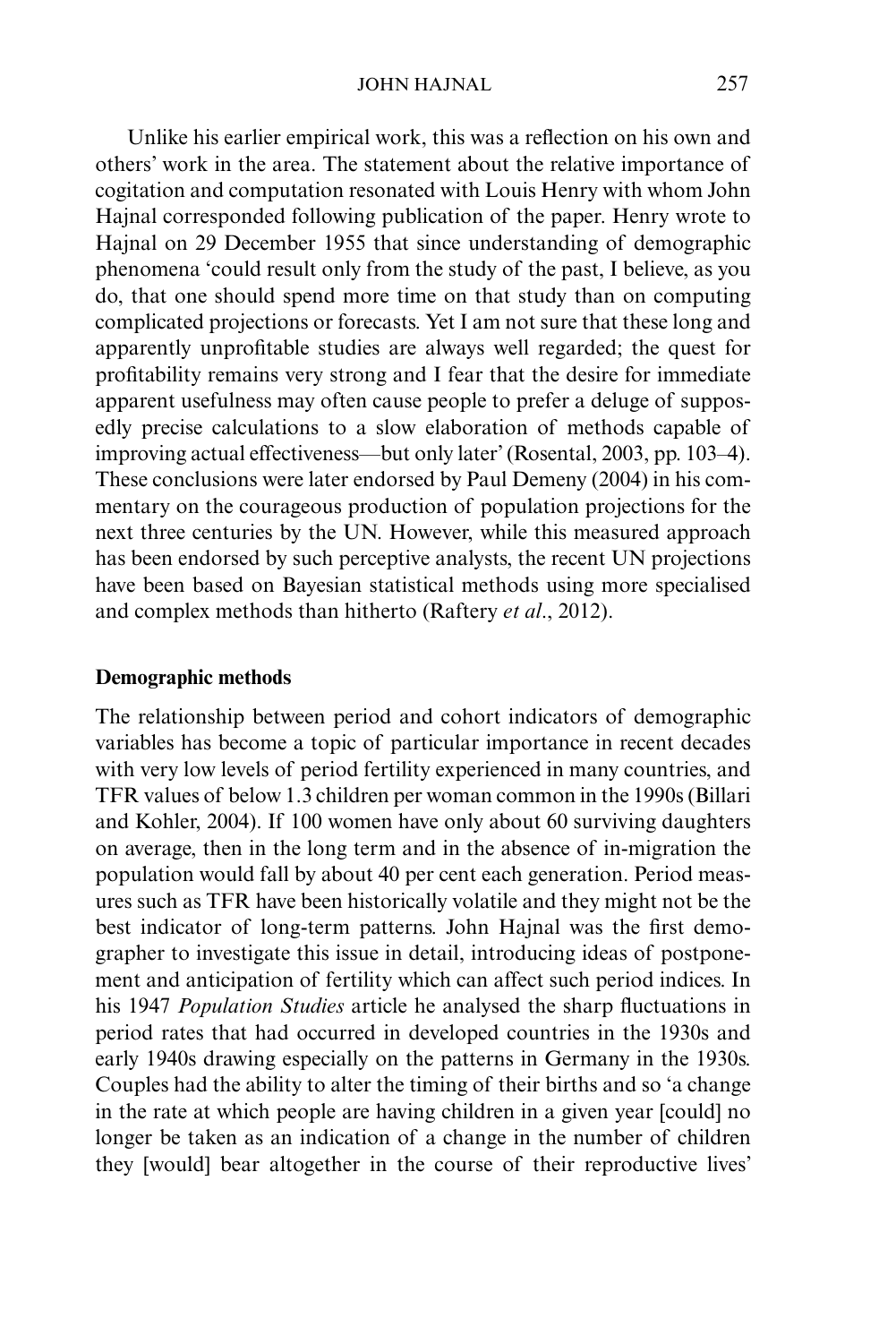Unlike his earlier empirical work, this was a reflection on his own and others' work in the area. The statement about the relative importance of cogitation and computation resonated with Louis Henry with whom John Hajnal corresponded following publication of the paper. Henry wrote to Hajnal on 29 December 1955 that since understanding of demographic phenomena 'could result only from the study of the past, I believe, as you do, that one should spend more time on that study than on computing complicated projections or forecasts. Yet I am not sure that these long and apparently unprofitable studies are always well regarded; the quest for profitability remains very strong and I fear that the desire for immediate apparent usefulness may often cause people to prefer a deluge of supposedly precise calculations to a slow elaboration of methods capable of improving actual effectiveness—but only later' (Rosental, 2003, pp. 103–4). These conclusions were later endorsed by Paul Demeny (2004) in his commentary on the courageous production of population projections for the next three centuries by the UN. However, while this measured approach has been endorsed by such perceptive analysts, the recent UN projections have been based on Bayesian statistical methods using more specialised and complex methods than hitherto (Raftery *et al.*, 2012).

**Demographic methods**

The relationship between period and cohort indicators of demographic variables has become a topic of particular importance in recent decades with very low levels of period fertility experienced in many countries, and TFR values of below 1.3 children per woman common in the 1990s (Billari and Kohler, 2004). If 100 women have only about 60 surviving daughters on average, then in the long term and in the absence of in-migration the population would fall by about 40 per cent each generation. Period measures such as TFR have been historically volatile and they might not be the best indicator of long-term patterns. John Hajnal was the first demographer to investigate this issue in detail, introducing ideas of postponement and anticipation of fertility which can affect such period indices. In his 1947 *Population Studies* article he analysed the sharp fluctuations in period rates that had occurred in developed countries in the 1930s and early 1940s drawing especially on the patterns in Germany in the 1930s. Couples had the ability to alter the timing of their births and so 'a change in the rate at which people are having children in a given year [could] no longer be taken as an indication of a change in the number of children they [would] bear altogether in the course of their reproductive lives'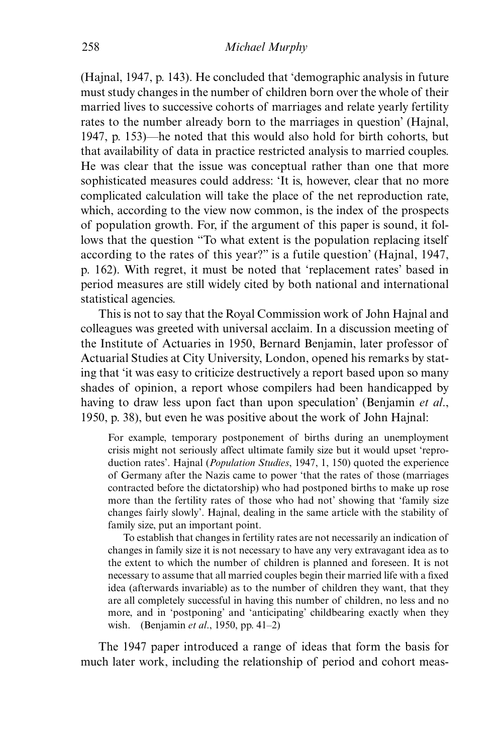(Hajnal, 1947, p. 143). He concluded that 'demographic analysis in future must study changes in the number of children born over the whole of their married lives to successive cohorts of marriages and relate yearly fertility rates to the number already born to the marriages in question' (Hajnal, 1947, p. 153)—he noted that this would also hold for birth cohorts, but that availability of data in practice restricted analysis to married couples. He was clear that the issue was conceptual rather than one that more sophisticated measures could address: 'It is, however, clear that no more complicated calculation will take the place of the net reproduction rate, which, according to the view now common, is the index of the prospects of population growth. For, if the argument of this paper is sound, it follows that the question "To what extent is the population replacing itself according to the rates of this year?" is a futile question' (Hajnal, 1947, p. 162). With regret, it must be noted that 'replacement rates' based in period measures are still widely cited by both national and international statistical agencies.

This is not to say that the Royal Commission work of John Hajnal and colleagues was greeted with universal acclaim. In a discussion meeting of the Institute of Actuaries in 1950, Bernard Benjamin, later professor of Actuarial Studies at City University, London, opened his remarks by stating that 'it was easy to criticize destructively a report based upon so many shades of opinion, a report whose compilers had been handicapped by having to draw less upon fact than upon speculation' (Benjamin *et al*., 1950, p. 38), but even he was positive about the work of John Hajnal:

> For example, temporary postponement of births during an unemployment crisis might not seriously affect ultimate family size but it would upset 'reproduction rates'. Hajnal (*Population Studies*, 1947, 1, 150) quoted the experience of Germany after the Nazis came to power 'that the rates of those (marriages contracted before the dictatorship) who had postponed births to make up rose more than the fertility rates of those who had not' showing that 'family size changes fairly slowly'. Hajnal, dealing in the same article with the stability of family size, put an important point.
>
> To establish that changes in fertility rates are not necessarily an indication of changes in family size it is not necessary to have any very extravagant idea as to the extent to which the number of children is planned and foreseen. It is not necessary to assume that all married couples begin their married life with a fixed idea (afterwards invariable) as to the number of children they want, that they are all completely successful in having this number of children, no less and no more, and in 'postponing' and 'anticipating' childbearing exactly when they wish. (Benjamin *et al*., 1950, pp. 41–2)

The 1947 paper introduced a range of ideas that form the basis for much later work, including the relationship of period and cohort meas-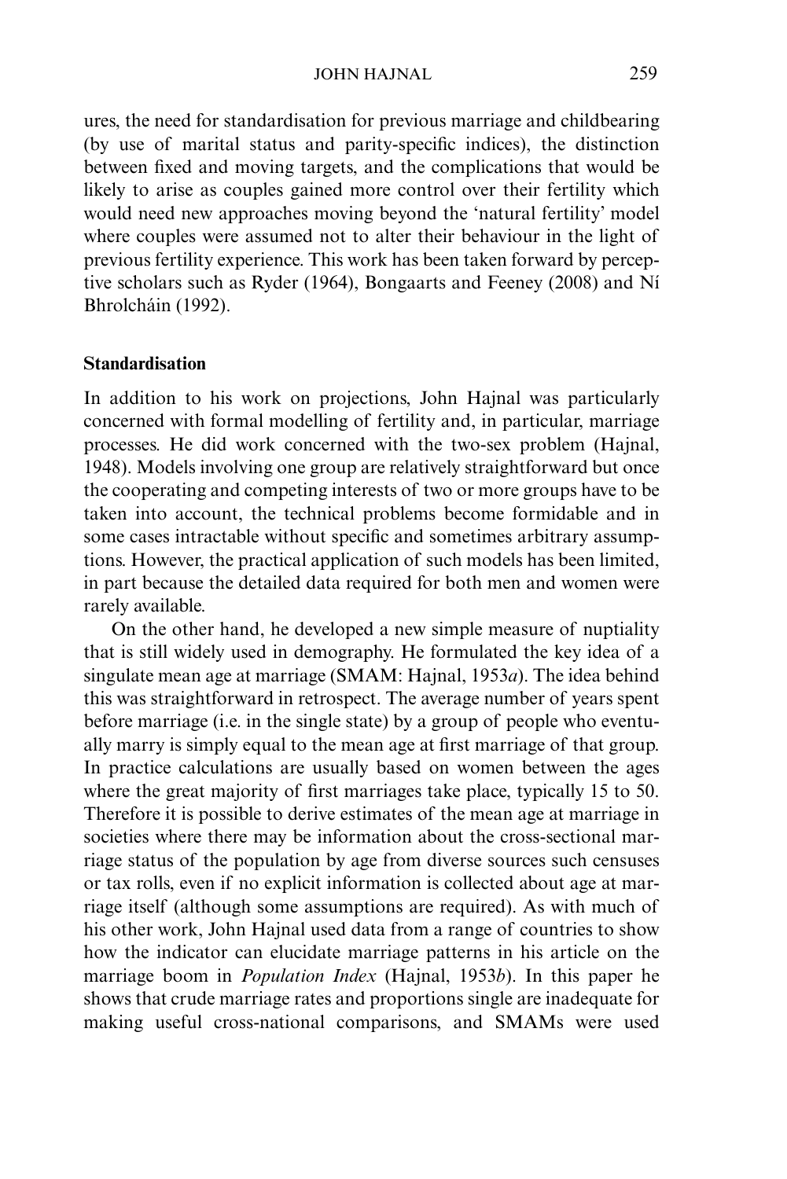ures, the need for standardisation for previous marriage and childbearing (by use of marital status and parity-specific indices), the distinction between fixed and moving targets, and the complications that would be likely to arise as couples gained more control over their fertility which would need new approaches moving beyond the 'natural fertility' model where couples were assumed not to alter their behaviour in the light of previous fertility experience. This work has been taken forward by perceptive scholars such as Ryder (1964), Bongaarts and Feeney (2008) and Ní Bhrolcháin (1992).

## Standardisation

In addition to his work on projections, John Hajnal was particularly concerned with formal modelling of fertility and, in particular, marriage processes. He did work concerned with the two-sex problem (Hajnal, 1948). Models involving one group are relatively straightforward but once the cooperating and competing interests of two or more groups have to be taken into account, the technical problems become formidable and in some cases intractable without specific and sometimes arbitrary assumptions. However, the practical application of such models has been limited, in part because the detailed data required for both men and women were rarely available.

On the other hand, he developed a new simple measure of nuptiality that is still widely used in demography. He formulated the key idea of a singulate mean age at marriage (SMAM: Hajnal, 1953*a*). The idea behind this was straightforward in retrospect. The average number of years spent before marriage (i.e. in the single state) by a group of people who eventually marry is simply equal to the mean age at first marriage of that group. In practice calculations are usually based on women between the ages where the great majority of first marriages take place, typically 15 to 50. Therefore it is possible to derive estimates of the mean age at marriage in societies where there may be information about the cross-sectional marriage status of the population by age from diverse sources such censuses or tax rolls, even if no explicit information is collected about age at marriage itself (although some assumptions are required). As with much of his other work, John Hajnal used data from a range of countries to show how the indicator can elucidate marriage patterns in his article on the marriage boom in *Population Index* (Hajnal, 1953*b*). In this paper he shows that crude marriage rates and proportions single are inadequate for making useful cross-national comparisons, and SMAMs were used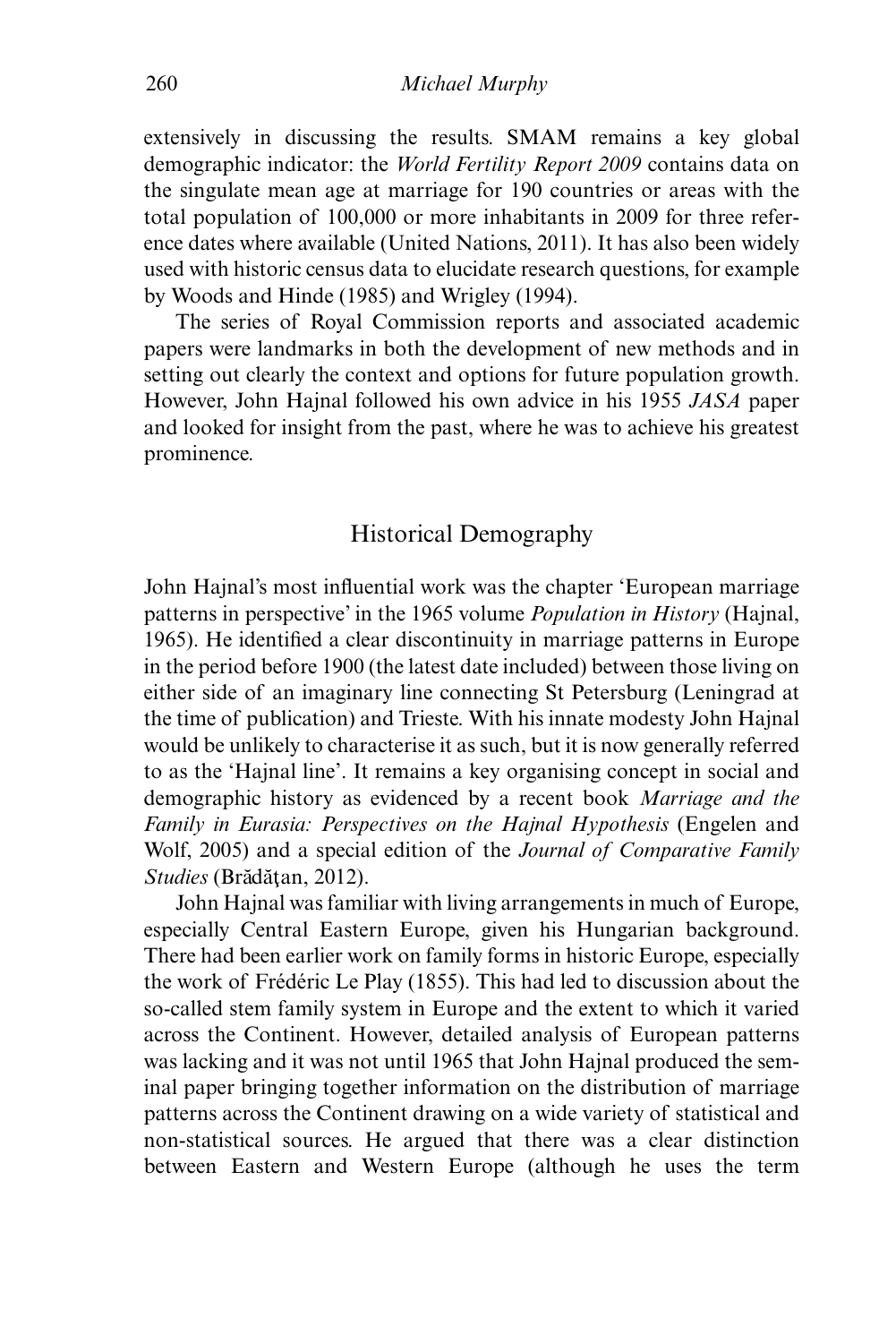extensively in discussing the results. SMAM remains a key global demographic indicator: the *World Fertility Report 2009* contains data on the singulate mean age at marriage for 190 countries or areas with the total population of 100,000 or more inhabitants in 2009 for three reference dates where available (United Nations, 2011). It has also been widely used with historic census data to elucidate research questions, for example by Woods and Hinde (1985) and Wrigley (1994).

The series of Royal Commission reports and associated academic papers were landmarks in both the development of new methods and in setting out clearly the context and options for future population growth. However, John Hajnal followed his own advice in his 1955 *JASA* paper and looked for insight from the past, where he was to achieve his greatest prominence.

## Historical Demography

John Hajnal's most influential work was the chapter 'European marriage patterns in perspective' in the 1965 volume *Population in History* (Hajnal, 1965). He identified a clear discontinuity in marriage patterns in Europe in the period before 1900 (the latest date included) between those living on either side of an imaginary line connecting St Petersburg (Leningrad at the time of publication) and Trieste. With his innate modesty John Hajnal would be unlikely to characterise it as such, but it is now generally referred to as the 'Hajnal line'. It remains a key organising concept in social and demographic history as evidenced by a recent book *Marriage and the Family in Eurasia: Perspectives on the Hajnal Hypothesis* (Engelen and Wolf, 2005) and a special edition of the *Journal of Comparative Family Studies* (Brădăţan, 2012).

John Hajnal was familiar with living arrangements in much of Europe, especially Central Eastern Europe, given his Hungarian background. There had been earlier work on family forms in historic Europe, especially the work of Frédéric Le Play (1855). This had led to discussion about the so-called stem family system in Europe and the extent to which it varied across the Continent. However, detailed analysis of European patterns was lacking and it was not until 1965 that John Hajnal produced the seminal paper bringing together information on the distribution of marriage patterns across the Continent drawing on a wide variety of statistical and non-statistical sources. He argued that there was a clear distinction between Eastern and Western Europe (although he uses the term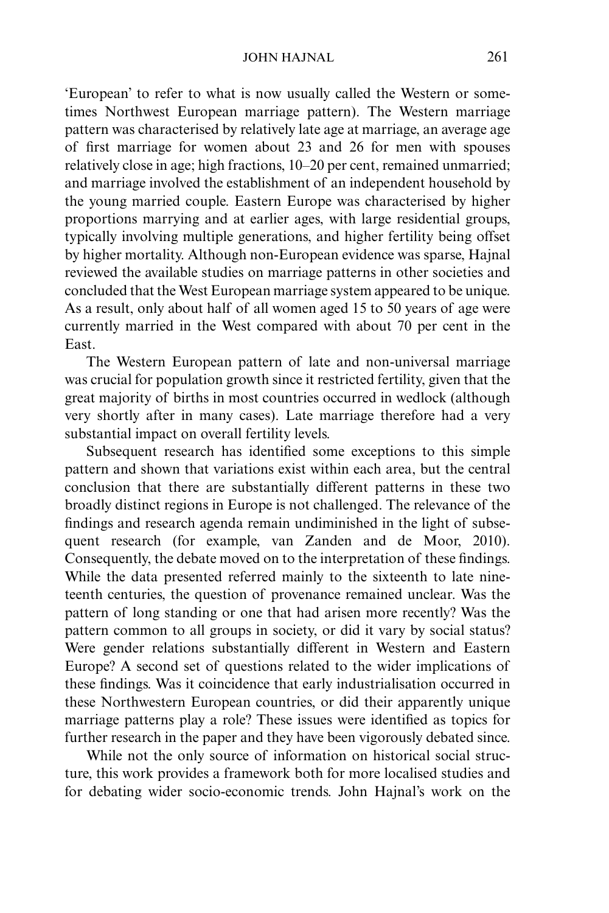'European' to refer to what is now usually called the Western or sometimes Northwest European marriage pattern). The Western marriage pattern was characterised by relatively late age at marriage, an average age of first marriage for women about 23 and 26 for men with spouses relatively close in age; high fractions, 10–20 per cent, remained unmarried; and marriage involved the establishment of an independent household by the young married couple. Eastern Europe was characterised by higher proportions marrying and at earlier ages, with large residential groups, typically involving multiple generations, and higher fertility being offset by higher mortality. Although non-European evidence was sparse, Hajnal reviewed the available studies on marriage patterns in other societies and concluded that the West European marriage system appeared to be unique. As a result, only about half of all women aged 15 to 50 years of age were currently married in the West compared with about 70 per cent in the East.

The Western European pattern of late and non-universal marriage was crucial for population growth since it restricted fertility, given that the great majority of births in most countries occurred in wedlock (although very shortly after in many cases). Late marriage therefore had a very substantial impact on overall fertility levels.

Subsequent research has identified some exceptions to this simple pattern and shown that variations exist within each area, but the central conclusion that there are substantially different patterns in these two broadly distinct regions in Europe is not challenged. The relevance of the findings and research agenda remain undiminished in the light of subsequent research (for example, van Zanden and de Moor, 2010). Consequently, the debate moved on to the interpretation of these findings. While the data presented referred mainly to the sixteenth to late nineteenth centuries, the question of provenance remained unclear. Was the pattern of long standing or one that had arisen more recently? Was the pattern common to all groups in society, or did it vary by social status? Were gender relations substantially different in Western and Eastern Europe? A second set of questions related to the wider implications of these findings. Was it coincidence that early industrialisation occurred in these Northwestern European countries, or did their apparently unique marriage patterns play a role? These issues were identified as topics for further research in the paper and they have been vigorously debated since.

While not the only source of information on historical social structure, this work provides a framework both for more localised studies and for debating wider socio-economic trends. John Hajnal's work on the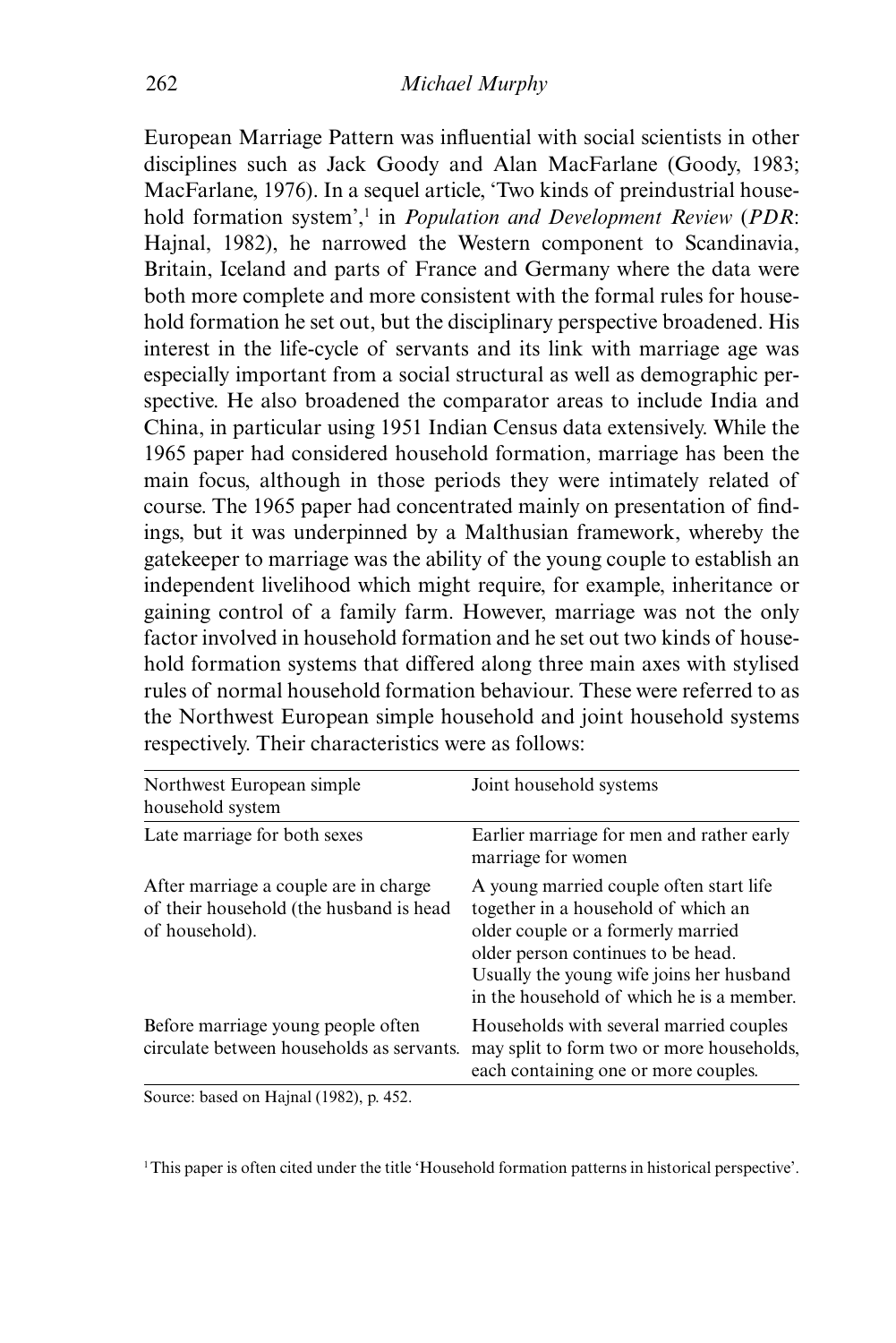European Marriage Pattern was influential with social scientists in other disciplines such as Jack Goody and Alan MacFarlane (Goody, 1983; MacFarlane, 1976). In a sequel article, 'Two kinds of preindustrial household formation system',[1] in *Population and Development Review* (*PDR*: Hajnal, 1982), he narrowed the Western component to Scandinavia, Britain, Iceland and parts of France and Germany where the data were both more complete and more consistent with the formal rules for household formation he set out, but the disciplinary perspective broadened. His interest in the life-cycle of servants and its link with marriage age was especially important from a social structural as well as demographic perspective. He also broadened the comparator areas to include India and China, in particular using 1951 Indian Census data extensively. While the 1965 paper had considered household formation, marriage has been the main focus, although in those periods they were intimately related of course. The 1965 paper had concentrated mainly on presentation of findings, but it was underpinned by a Malthusian framework, whereby the gatekeeper to marriage was the ability of the young couple to establish an independent livelihood which might require, for example, inheritance or gaining control of a family farm. However, marriage was not the only factor involved in household formation and he set out two kinds of household formation systems that differed along three main axes with stylised rules of normal household formation behaviour. These were referred to as the Northwest European simple household and joint household systems respectively. Their characteristics were as follows:

| Northwest European simple household system | Joint household systems |
|---|---|
| Late marriage for both sexes | Earlier marriage for men and rather early marriage for women |
| After marriage a couple are in charge of their household (the husband is head of household). | A young married couple often start life together in a household of which an older couple or a formerly married older person continues to be head. Usually the young wife joins her husband in the household of which he is a member. |
| Before marriage young people often circulate between households as servants. | Households with several married couples may split to form two or more households, each containing one or more couples. |

Source: based on Hajnal (1982), p. 452.

[1] This paper is often cited under the title 'Household formation patterns in historical perspective'.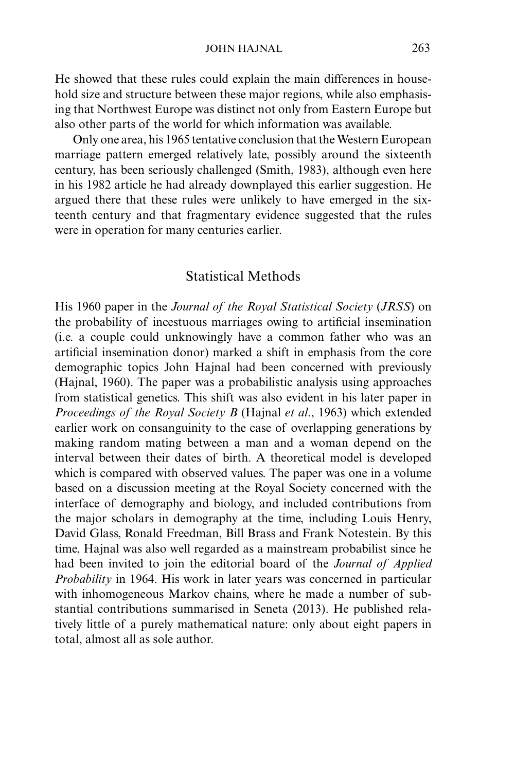He showed that these rules could explain the main differences in household size and structure between these major regions, while also emphasising that Northwest Europe was distinct not only from Eastern Europe but also other parts of the world for which information was available.

Only one area, his 1965 tentative conclusion that the Western European marriage pattern emerged relatively late, possibly around the sixteenth century, has been seriously challenged (Smith, 1983), although even here in his 1982 article he had already downplayed this earlier suggestion. He argued there that these rules were unlikely to have emerged in the sixteenth century and that fragmentary evidence suggested that the rules were in operation for many centuries earlier.

## Statistical Methods

His 1960 paper in the *Journal of the Royal Statistical Society* (*JRSS*) on the probability of incestuous marriages owing to artificial insemination (i.e. a couple could unknowingly have a common father who was an artificial insemination donor) marked a shift in emphasis from the core demographic topics John Hajnal had been concerned with previously (Hajnal, 1960). The paper was a probabilistic analysis using approaches from statistical genetics. This shift was also evident in his later paper in *Proceedings of the Royal Society B* (Hajnal *et al*., 1963) which extended earlier work on consanguinity to the case of overlapping generations by making random mating between a man and a woman depend on the interval between their dates of birth. A theoretical model is developed which is compared with observed values. The paper was one in a volume based on a discussion meeting at the Royal Society concerned with the interface of demography and biology, and included contributions from the major scholars in demography at the time, including Louis Henry, David Glass, Ronald Freedman, Bill Brass and Frank Notestein. By this time, Hajnal was also well regarded as a mainstream probabilist since he had been invited to join the editorial board of the *Journal of Applied Probability* in 1964. His work in later years was concerned in particular with inhomogeneous Markov chains, where he made a number of substantial contributions summarised in Seneta (2013). He published relatively little of a purely mathematical nature: only about eight papers in total, almost all as sole author.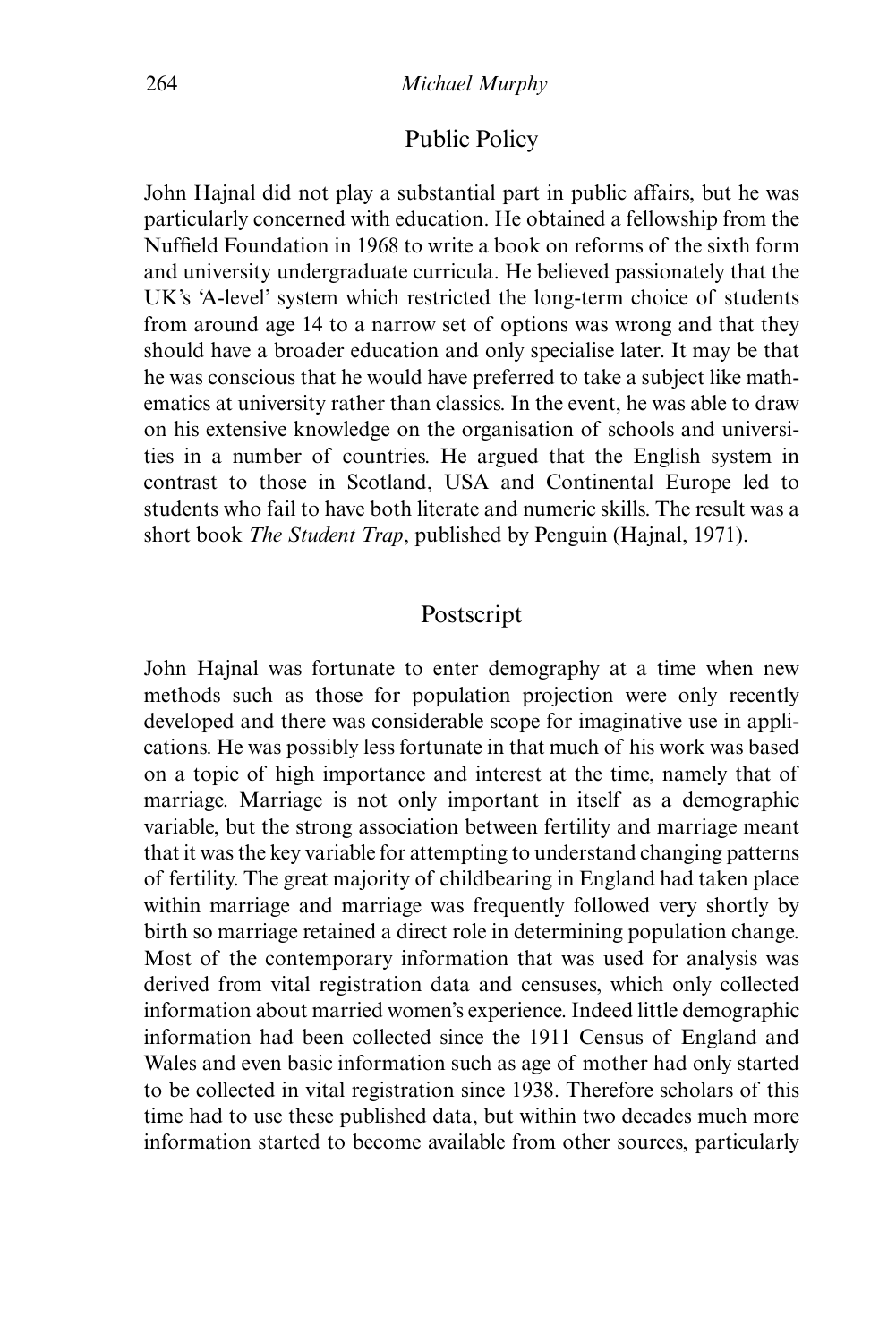## Public Policy

John Hajnal did not play a substantial part in public affairs, but he was particularly concerned with education. He obtained a fellowship from the Nuffield Foundation in 1968 to write a book on reforms of the sixth form and university undergraduate curricula. He believed passionately that the UK's 'A-level' system which restricted the long-term choice of students from around age 14 to a narrow set of options was wrong and that they should have a broader education and only specialise later. It may be that he was conscious that he would have preferred to take a subject like mathematics at university rather than classics. In the event, he was able to draw on his extensive knowledge on the organisation of schools and universities in a number of countries. He argued that the English system in contrast to those in Scotland, USA and Continental Europe led to students who fail to have both literate and numeric skills. The result was a short book *The Student Trap*, published by Penguin (Hajnal, 1971).

## Postscript

John Hajnal was fortunate to enter demography at a time when new methods such as those for population projection were only recently developed and there was considerable scope for imaginative use in applications. He was possibly less fortunate in that much of his work was based on a topic of high importance and interest at the time, namely that of marriage. Marriage is not only important in itself as a demographic variable, but the strong association between fertility and marriage meant that it was the key variable for attempting to understand changing patterns of fertility. The great majority of childbearing in England had taken place within marriage and marriage was frequently followed very shortly by birth so marriage retained a direct role in determining population change. Most of the contemporary information that was used for analysis was derived from vital registration data and censuses, which only collected information about married women's experience. Indeed little demographic information had been collected since the 1911 Census of England and Wales and even basic information such as age of mother had only started to be collected in vital registration since 1938. Therefore scholars of this time had to use these published data, but within two decades much more information started to become available from other sources, particularly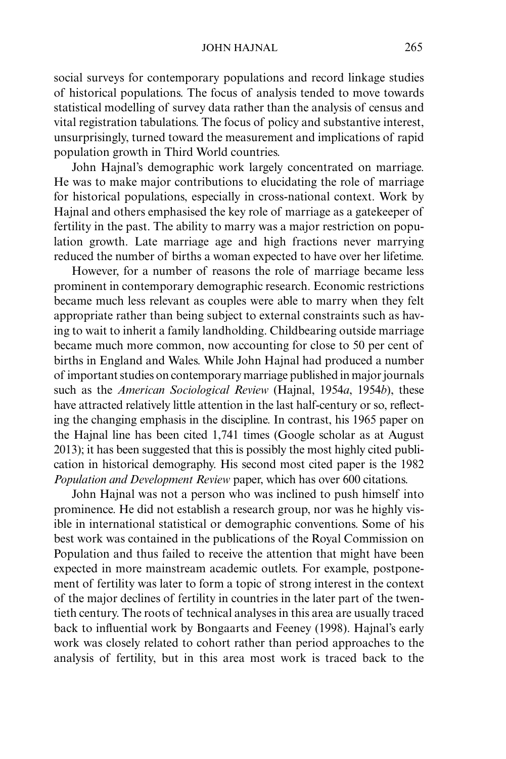social surveys for contemporary populations and record linkage studies of historical populations. The focus of analysis tended to move towards statistical modelling of survey data rather than the analysis of census and vital registration tabulations. The focus of policy and substantive interest, unsurprisingly, turned toward the measurement and implications of rapid population growth in Third World countries.

John Hajnal's demographic work largely concentrated on marriage. He was to make major contributions to elucidating the role of marriage for historical populations, especially in cross-national context. Work by Hajnal and others emphasised the key role of marriage as a gatekeeper of fertility in the past. The ability to marry was a major restriction on population growth. Late marriage age and high fractions never marrying reduced the number of births a woman expected to have over her lifetime.

However, for a number of reasons the role of marriage became less prominent in contemporary demographic research. Economic restrictions became much less relevant as couples were able to marry when they felt appropriate rather than being subject to external constraints such as having to wait to inherit a family landholding. Childbearing outside marriage became much more common, now accounting for close to 50 per cent of births in England and Wales. While John Hajnal had produced a number of important studies on contemporary marriage published in major journals such as the *American Sociological Review* (Hajnal, 1954*a*, 1954*b*), these have attracted relatively little attention in the last half-century or so, reflecting the changing emphasis in the discipline. In contrast, his 1965 paper on the Hajnal line has been cited 1,741 times (Google scholar as at August 2013); it has been suggested that this is possibly the most highly cited publication in historical demography. His second most cited paper is the 1982 *Population and Development Review* paper, which has over 600 citations.

John Hajnal was not a person who was inclined to push himself into prominence. He did not establish a research group, nor was he highly visible in international statistical or demographic conventions. Some of his best work was contained in the publications of the Royal Commission on Population and thus failed to receive the attention that might have been expected in more mainstream academic outlets. For example, postponement of fertility was later to form a topic of strong interest in the context of the major declines of fertility in countries in the later part of the twentieth century. The roots of technical analyses in this area are usually traced back to influential work by Bongaarts and Feeney (1998). Hajnal's early work was closely related to cohort rather than period approaches to the analysis of fertility, but in this area most work is traced back to the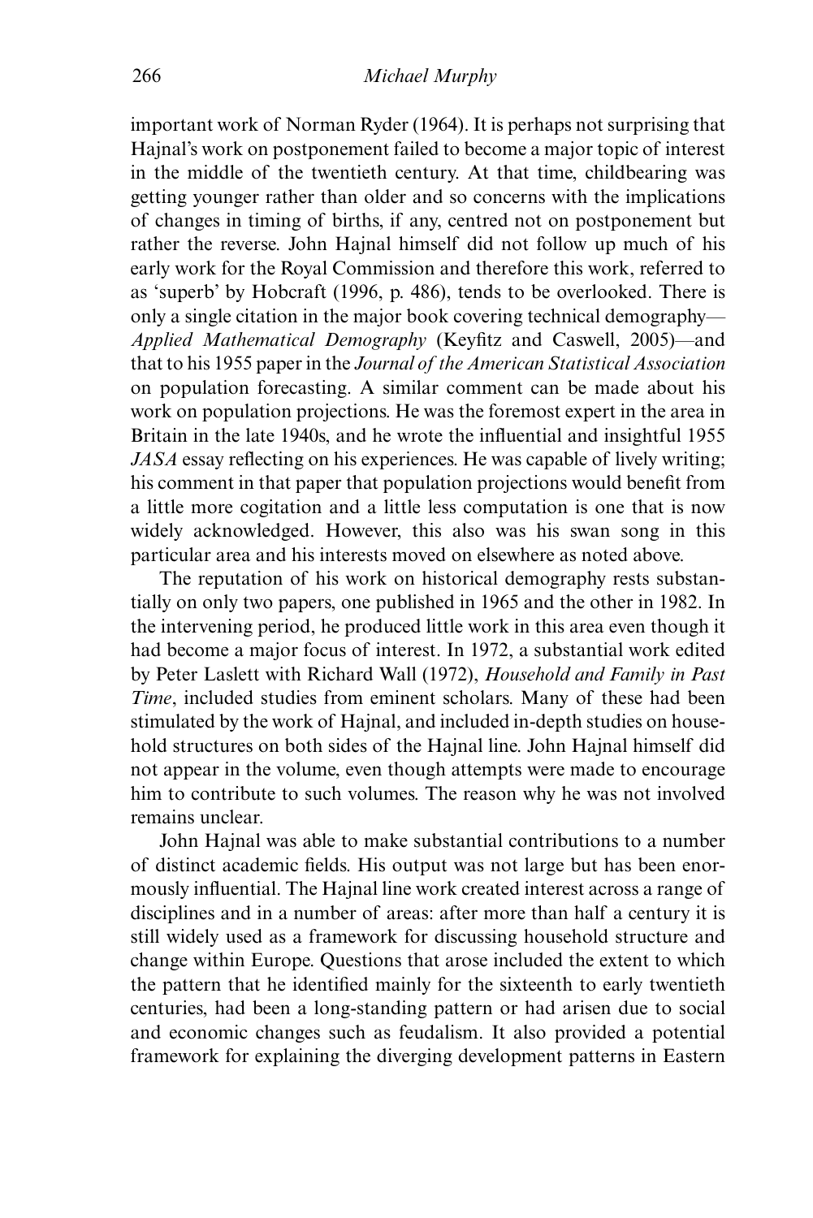important work of Norman Ryder (1964). It is perhaps not surprising that Hajnal's work on postponement failed to become a major topic of interest in the middle of the twentieth century. At that time, childbearing was getting younger rather than older and so concerns with the implications of changes in timing of births, if any, centred not on postponement but rather the reverse. John Hajnal himself did not follow up much of his early work for the Royal Commission and therefore this work, referred to as 'superb' by Hobcraft (1996, p. 486), tends to be overlooked. There is only a single citation in the major book covering technical demography—*Applied Mathematical Demography* (Keyfitz and Caswell, 2005)—and that to his 1955 paper in the *Journal of the American Statistical Association* on population forecasting. A similar comment can be made about his work on population projections. He was the foremost expert in the area in Britain in the late 1940s, and he wrote the influential and insightful 1955 *JASA* essay reflecting on his experiences. He was capable of lively writing; his comment in that paper that population projections would benefit from a little more cogitation and a little less computation is one that is now widely acknowledged. However, this also was his swan song in this particular area and his interests moved on elsewhere as noted above.

The reputation of his work on historical demography rests substantially on only two papers, one published in 1965 and the other in 1982. In the intervening period, he produced little work in this area even though it had become a major focus of interest. In 1972, a substantial work edited by Peter Laslett with Richard Wall (1972), *Household and Family in Past Time*, included studies from eminent scholars. Many of these had been stimulated by the work of Hajnal, and included in-depth studies on household structures on both sides of the Hajnal line. John Hajnal himself did not appear in the volume, even though attempts were made to encourage him to contribute to such volumes. The reason why he was not involved remains unclear.

John Hajnal was able to make substantial contributions to a number of distinct academic fields. His output was not large but has been enormously influential. The Hajnal line work created interest across a range of disciplines and in a number of areas: after more than half a century it is still widely used as a framework for discussing household structure and change within Europe. Questions that arose included the extent to which the pattern that he identified mainly for the sixteenth to early twentieth centuries, had been a long-standing pattern or had arisen due to social and economic changes such as feudalism. It also provided a potential framework for explaining the diverging development patterns in Eastern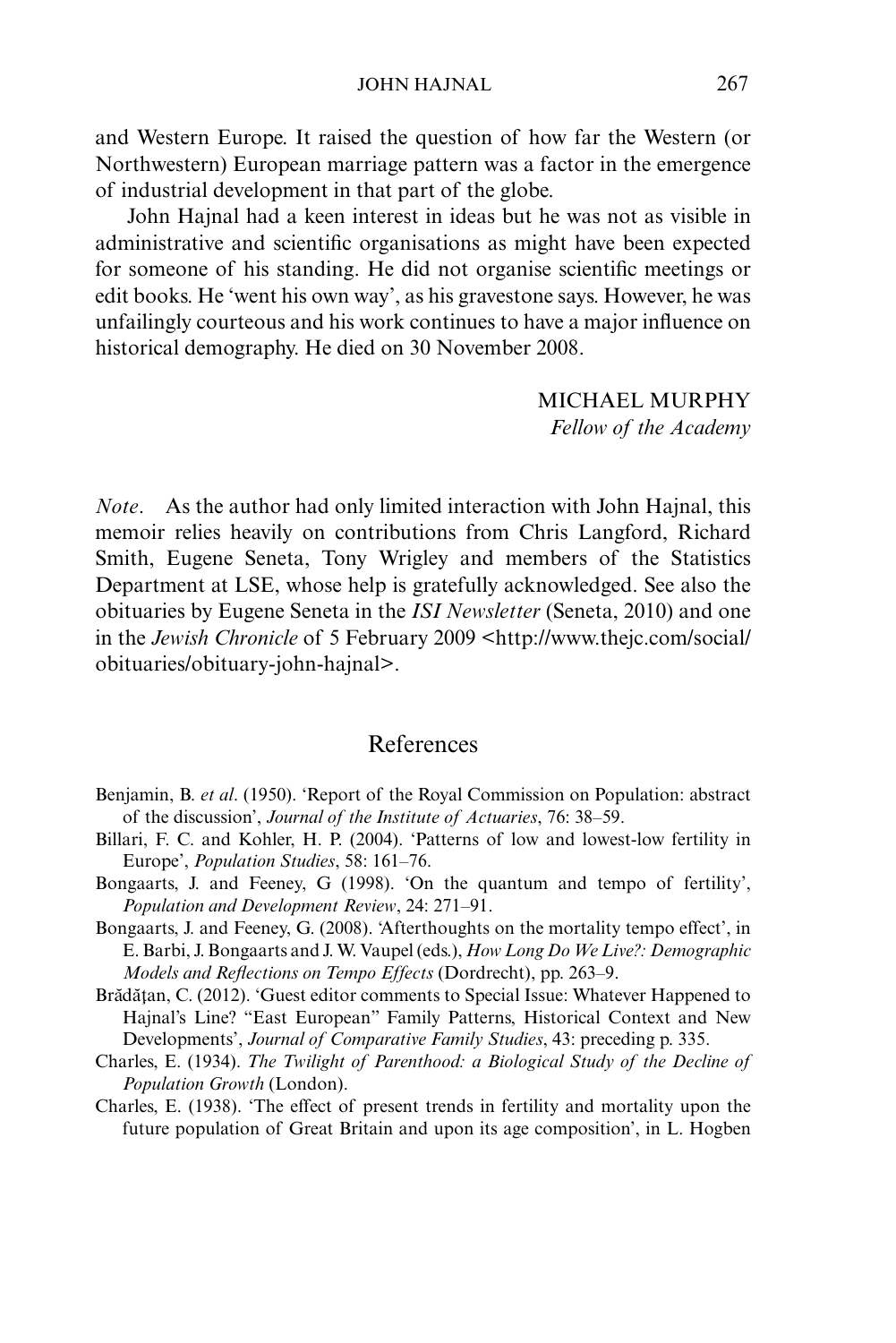and Western Europe. It raised the question of how far the Western (or Northwestern) European marriage pattern was a factor in the emergence of industrial development in that part of the globe.

John Hajnal had a keen interest in ideas but he was not as visible in administrative and scientific organisations as might have been expected for someone of his standing. He did not organise scientific meetings or edit books. He 'went his own way', as his gravestone says. However, he was unfailingly courteous and his work continues to have a major influence on historical demography. He died on 30 November 2008.

MICHAEL MURPHY
*Fellow of the Academy*

*Note*. As the author had only limited interaction with John Hajnal, this memoir relies heavily on contributions from Chris Langford, Richard Smith, Eugene Seneta, Tony Wrigley and members of the Statistics Department at LSE, whose help is gratefully acknowledged. See also the obituaries by Eugene Seneta in the *ISI Newsletter* (Seneta, 2010) and one in the *Jewish Chronicle* of 5 February 2009 <http://www.thejc.com/social/obituaries/obituary-john-hajnal>.

## References

Benjamin, B. *et al*. (1950). 'Report of the Royal Commission on Population: abstract of the discussion', *Journal of the Institute of Actuaries*, 76: 38–59.

Billari, F. C. and Kohler, H. P. (2004). 'Patterns of low and lowest-low fertility in Europe', *Population Studies*, 58: 161–76.

Bongaarts, J. and Feeney, G (1998). 'On the quantum and tempo of fertility', *Population and Development Review*, 24: 271–91.

Bongaarts, J. and Feeney, G. (2008). 'Afterthoughts on the mortality tempo effect', in E. Barbi, J. Bongaarts and J. W. Vaupel (eds.), *How Long Do We Live?: Demographic Models and Reflections on Tempo Effects* (Dordrecht), pp. 263–9.

Brădăţan, C. (2012). 'Guest editor comments to Special Issue: Whatever Happened to Hajnal's Line? "East European" Family Patterns, Historical Context and New Developments', *Journal of Comparative Family Studies*, 43: preceding p. 335.

Charles, E. (1934). *The Twilight of Parenthood: a Biological Study of the Decline of Population Growth* (London).

Charles, E. (1938). 'The effect of present trends in fertility and mortality upon the future population of Great Britain and upon its age composition', in L. Hogben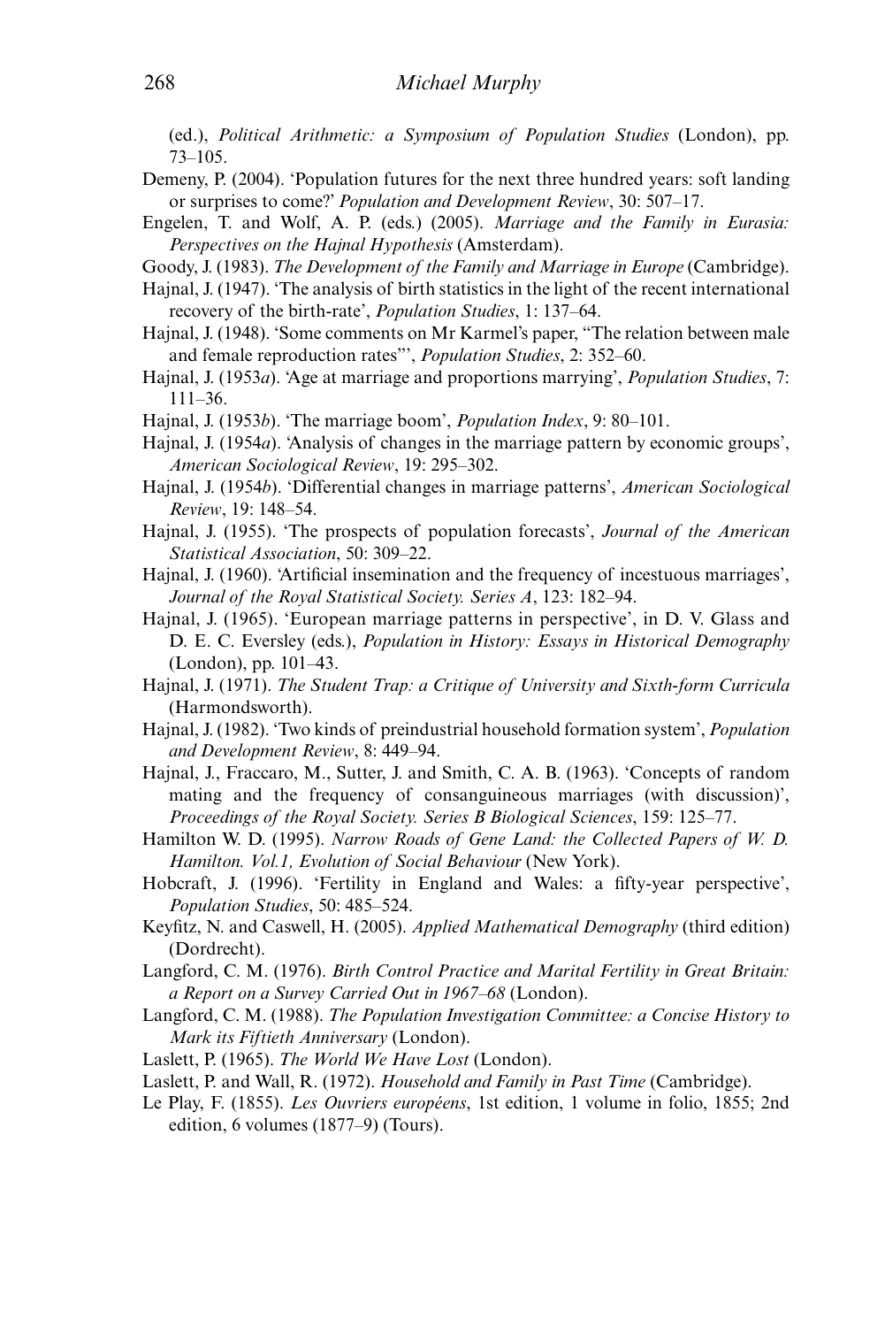(ed.), *Political Arithmetic: a Symposium of Population Studies* (London), pp. 73–105.

Demeny, P. (2004). 'Population futures for the next three hundred years: soft landing or surprises to come?' *Population and Development Review*, 30: 507–17.

Engelen, T. and Wolf, A. P. (eds.) (2005). *Marriage and the Family in Eurasia: Perspectives on the Hajnal Hypothesis* (Amsterdam).

Goody, J. (1983). *The Development of the Family and Marriage in Europe* (Cambridge).

Hajnal, J. (1947). 'The analysis of birth statistics in the light of the recent international recovery of the birth-rate', *Population Studies*, 1: 137–64.

Hajnal, J. (1948). 'Some comments on Mr Karmel's paper, "The relation between male and female reproduction rates"', *Population Studies*, 2: 352–60.

Hajnal, J. (1953*a*). 'Age at marriage and proportions marrying', *Population Studies*, 7: 111–36.

Hajnal, J. (1953*b*). 'The marriage boom', *Population Index*, 9: 80–101.

Hajnal, J. (1954*a*). 'Analysis of changes in the marriage pattern by economic groups', *American Sociological Review*, 19: 295–302.

Hajnal, J. (1954*b*). 'Differential changes in marriage patterns', *American Sociological Review*, 19: 148–54.

Hajnal, J. (1955). 'The prospects of population forecasts', *Journal of the American Statistical Association*, 50: 309–22.

Hajnal, J. (1960). 'Artificial insemination and the frequency of incestuous marriages', *Journal of the Royal Statistical Society. Series A*, 123: 182–94.

Hajnal, J. (1965). 'European marriage patterns in perspective', in D. V. Glass and D. E. C. Eversley (eds.), *Population in History: Essays in Historical Demography* (London), pp. 101–43.

Hajnal, J. (1971). *The Student Trap: a Critique of University and Sixth-form Curricula* (Harmondsworth).

Hajnal, J. (1982). 'Two kinds of preindustrial household formation system', *Population and Development Review*, 8: 449–94.

Hajnal, J., Fraccaro, M., Sutter, J. and Smith, C. A. B. (1963). 'Concepts of random mating and the frequency of consanguineous marriages (with discussion)', *Proceedings of the Royal Society. Series B Biological Sciences*, 159: 125–77.

Hamilton W. D. (1995). *Narrow Roads of Gene Land: the Collected Papers of W. D. Hamilton. Vol.1, Evolution of Social Behaviour* (New York).

Hobcraft, J. (1996). 'Fertility in England and Wales: a fifty-year perspective', *Population Studies*, 50: 485–524.

Keyfitz, N. and Caswell, H. (2005). *Applied Mathematical Demography* (third edition) (Dordrecht).

Langford, C. M. (1976). *Birth Control Practice and Marital Fertility in Great Britain: a Report on a Survey Carried Out in 1967–68* (London).

Langford, C. M. (1988). *The Population Investigation Committee: a Concise History to Mark its Fiftieth Anniversary* (London).

Laslett, P. (1965). *The World We Have Lost* (London).

Laslett, P. and Wall, R. (1972). *Household and Family in Past Time* (Cambridge).

Le Play, F. (1855). *Les Ouvriers européens*, 1st edition, 1 volume in folio, 1855; 2nd edition, 6 volumes (1877–9) (Tours).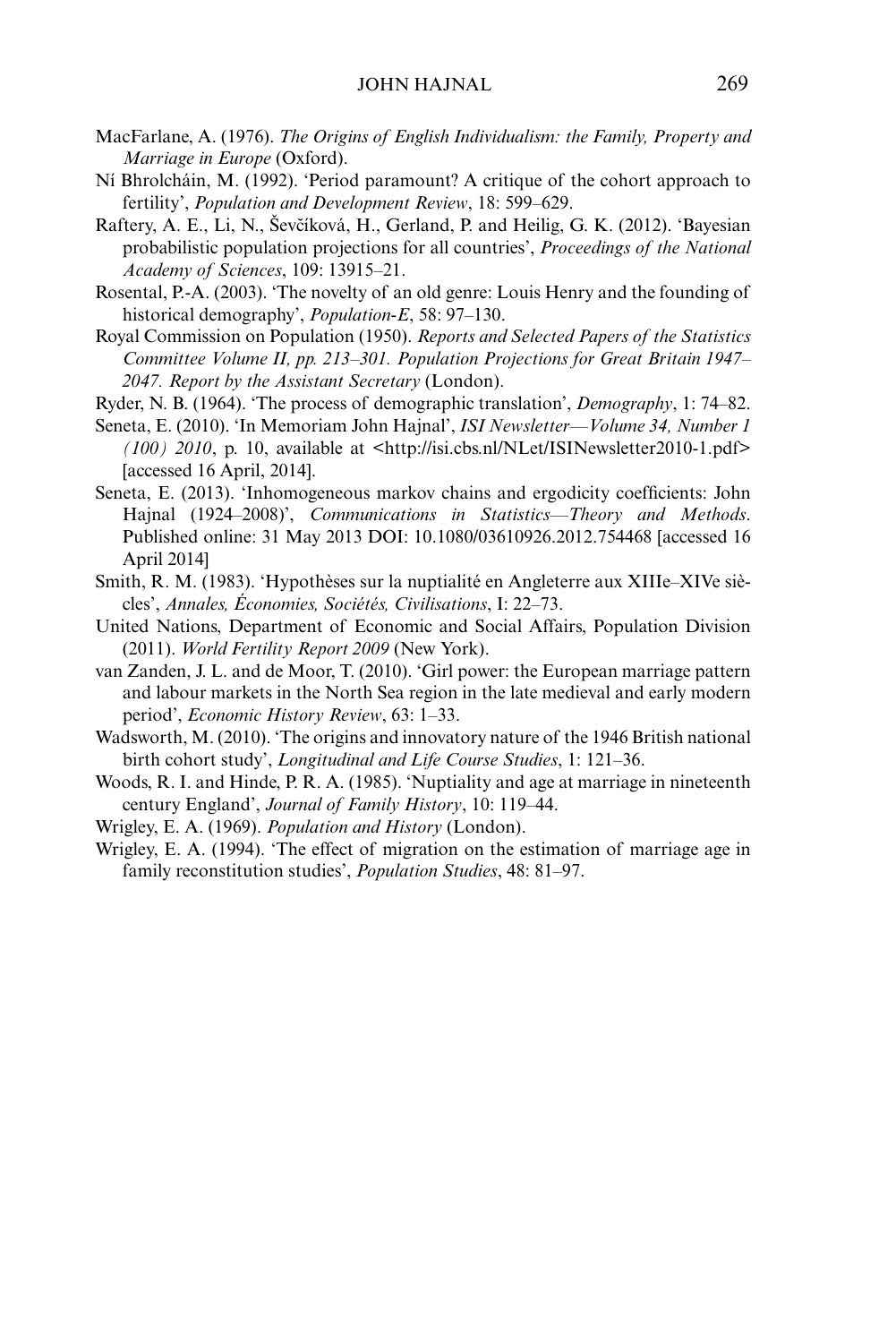MacFarlane, A. (1976). *The Origins of English Individualism: the Family, Property and Marriage in Europe* (Oxford).

Ní Bhrolcháin, M. (1992). 'Period paramount? A critique of the cohort approach to fertility', *Population and Development Review*, 18: 599–629.

Raftery, A. E., Li, N., Ševčíková, H., Gerland, P. and Heilig, G. K. (2012). 'Bayesian probabilistic population projections for all countries', *Proceedings of the National Academy of Sciences*, 109: 13915–21.

Rosental, P.-A. (2003). 'The novelty of an old genre: Louis Henry and the founding of historical demography', *Population-E*, 58: 97–130.

Royal Commission on Population (1950). *Reports and Selected Papers of the Statistics Committee Volume II, pp. 213–301. Population Projections for Great Britain 1947–2047. Report by the Assistant Secretary* (London).

Ryder, N. B. (1964). 'The process of demographic translation', *Demography*, 1: 74–82.

Seneta, E. (2010). 'In Memoriam John Hajnal', *ISI Newsletter—Volume 34, Number 1 (100) 2010*, p. 10, available at <http://isi.cbs.nl/NLet/ISINewsletter2010-1.pdf> [accessed 16 April, 2014].

Seneta, E. (2013). 'Inhomogeneous markov chains and ergodicity coefficients: John Hajnal (1924–2008)', *Communications in Statistics—Theory and Methods*. Published online: 31 May 2013 DOI: 10.1080/03610926.2012.754468 [accessed 16 April 2014]

Smith, R. M. (1983). 'Hypothèses sur la nuptialité en Angleterre aux XIIIe–XIVe siècles', *Annales, Économies, Sociétés, Civilisations*, I: 22–73.

United Nations, Department of Economic and Social Affairs, Population Division (2011). *World Fertility Report 2009* (New York).

van Zanden, J. L. and de Moor, T. (2010). 'Girl power: the European marriage pattern and labour markets in the North Sea region in the late medieval and early modern period', *Economic History Review*, 63: 1–33.

Wadsworth, M. (2010). 'The origins and innovatory nature of the 1946 British national birth cohort study', *Longitudinal and Life Course Studies*, 1: 121–36.

Woods, R. I. and Hinde, P. R. A. (1985). 'Nuptiality and age at marriage in nineteenth century England', *Journal of Family History*, 10: 119–44.

Wrigley, E. A. (1969). *Population and History* (London).

Wrigley, E. A. (1994). 'The effect of migration on the estimation of marriage age in family reconstitution studies', *Population Studies*, 48: 81–97.